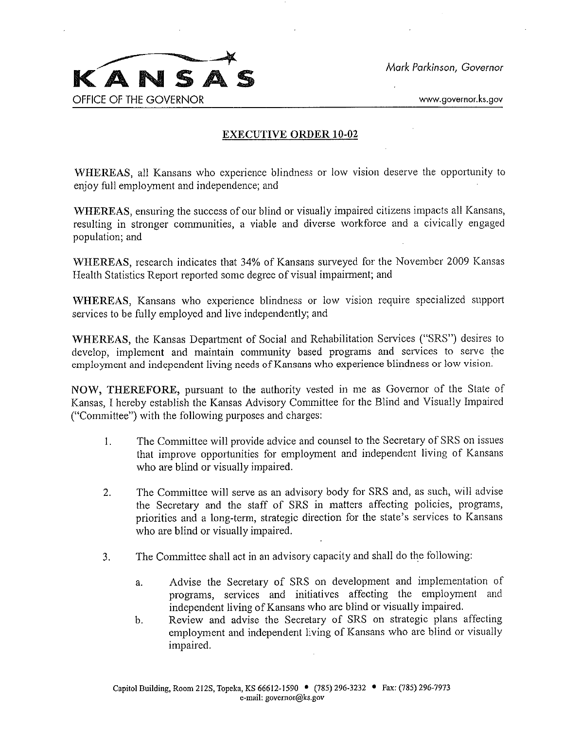KANSAS

OFFICE OF THE GOVERNOR

*Mark Parkinson, Governor*

www.governor.ks.gov

# EXECUTIVE ORDER 10-02

**WHEREAS**, all Kansans who experience blindness or low vision deserve the opportunity to enjoy full employment and independence; and

**WHEREAS**, ensuring the success of our blind or visually impaired citizens impacts all Kansans, resulting in stronger communities, a viable and diverse workforce and a civically engaged population; and

**WHEREAS**, research indicates that 34% of Kansans surveyed for the November 2009 Kansas Health Statistics Report reported some degree of visual impairment; and

**WHEREAS**, Kansans who experience blindness or low vision require specialized support services to be fully employed and live independently; and

**WHEREAS**, the Kansas Department of Social and Rehabilitation Services ("SRS") desires to develop, implement and maintain community based programs and services to serve the employment and independent living needs of Kansans who experience blindness or low vision.

**NOW, THEREFORE,** pursuant to the authority vested in me as Governor of the State of Kansas, I hereby establish the Kansas Advisory Committee for the Blind and Visually Impaired ("Committee") with the following purposes and charges:

1. The Committee will provide advice and counsel to the Secretary of SRS on issues that improve opportunities for employment and independent living of Kansans who are blind or visually impaired.

2. The Committee will serve as an advisory body for SRS and, as such, will advise the Secretary and the staff of SRS in matters affecting policies, programs, priorities and a long-term, strategic direction for the state's services to Kansans who are blind or visually impaired.

3. The Committee shall act in an advisory capacity and shall do the following:

   a. Advise the Secretary of SRS on development and implementation of programs, services and initiatives affecting the employment and independent living of Kansans who are blind or visually impaired.

   b. Review and advise the Secretary of SRS on strategic plans affecting employment and independent living of Kansans who are blind or visually impaired.

Capitol Building, Room 212S, Topeka, KS 66612-1590 • (785) 296-3232 • Fax: (785) 296-7973
e-mail: governor@ks.gov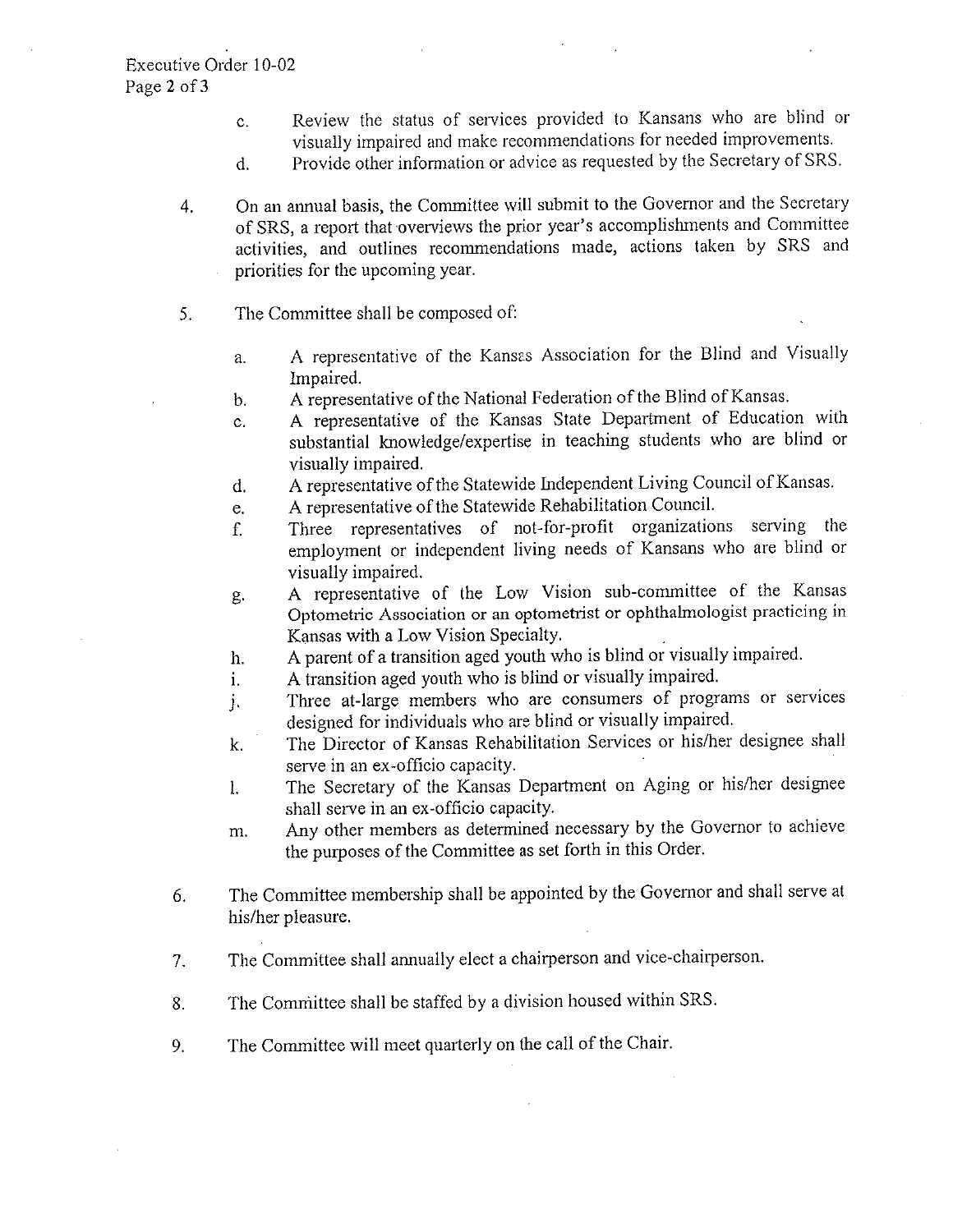c. Review the status of services provided to Kansans who are blind or visually impaired and make recommendations for needed improvements.

d. Provide other information or advice as requested by the Secretary of SRS.

4. On an annual basis, the Committee will submit to the Governor and the Secretary of SRS, a report that overviews the prior year's accomplishments and Committee activities, and outlines recommendations made, actions taken by SRS and priorities for the upcoming year.

5. The Committee shall be composed of:

   a. A representative of the Kansas Association for the Blind and Visually Impaired.
   b. A representative of the National Federation of the Blind of Kansas.
   c. A representative of the Kansas State Department of Education with substantial knowledge/expertise in teaching students who are blind or visually impaired.
   d. A representative of the Statewide Independent Living Council of Kansas.
   e. A representative of the Statewide Rehabilitation Council.
   f. Three representatives of not-for-profit organizations serving the employment or independent living needs of Kansans who are blind or visually impaired.
   g. A representative of the Low Vision sub-committee of the Kansas Optometric Association or an optometrist or ophthalmologist practicing in Kansas with a Low Vision Specialty.
   h. A parent of a transition aged youth who is blind or visually impaired.
   i. A transition aged youth who is blind or visually impaired.
   j. Three at-large members who are consumers of programs or services designed for individuals who are blind or visually impaired.
   k. The Director of Kansas Rehabilitation Services or his/her designee shall serve in an ex-officio capacity.
   l. The Secretary of the Kansas Department on Aging or his/her designee shall serve in an ex-officio capacity.
   m. Any other members as determined necessary by the Governor to achieve the purposes of the Committee as set forth in this Order.

6. The Committee membership shall be appointed by the Governor and shall serve at his/her pleasure.

7. The Committee shall annually elect a chairperson and vice-chairperson.

8. The Committee shall be staffed by a division housed within SRS.

9. The Committee will meet quarterly on the call of the Chair.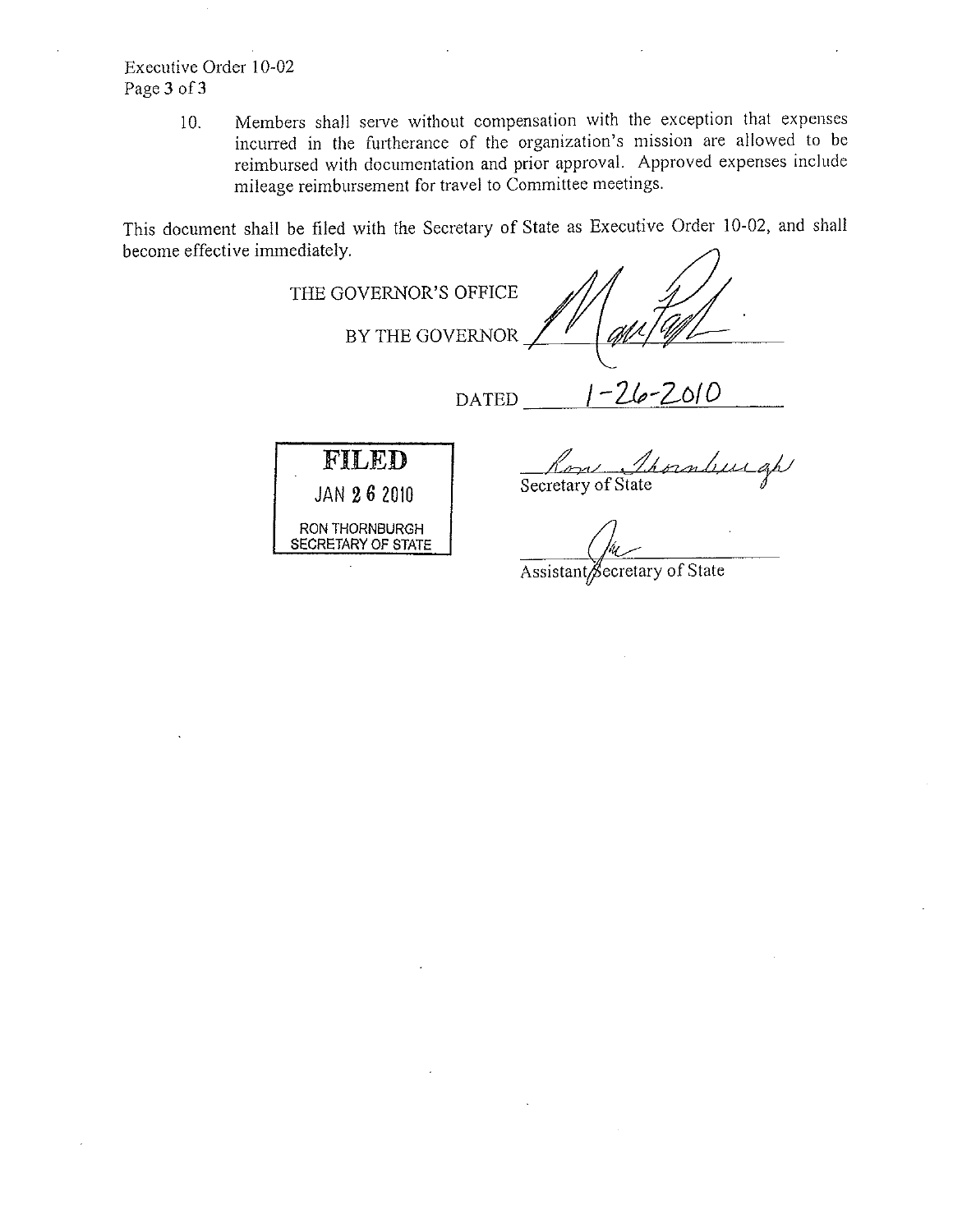10. Members shall serve without compensation with the exception that expenses incurred in the furtherance of the organization's mission are allowed to be reimbursed with documentation and prior approval. Approved expenses include mileage reimbursement for travel to Committee meetings.

This document shall be filed with the Secretary of State as Executive Order 10-02, and shall become effective immediately.

THE GOVERNOR'S OFFICE

BY THE GOVERNOR

DATED 1-26-2010

**FILED**
JAN 26 2010
RON THORNBURGH
SECRETARY OF STATE

Ron Thornburgh
Secretary of State

Assistant Secretary of State